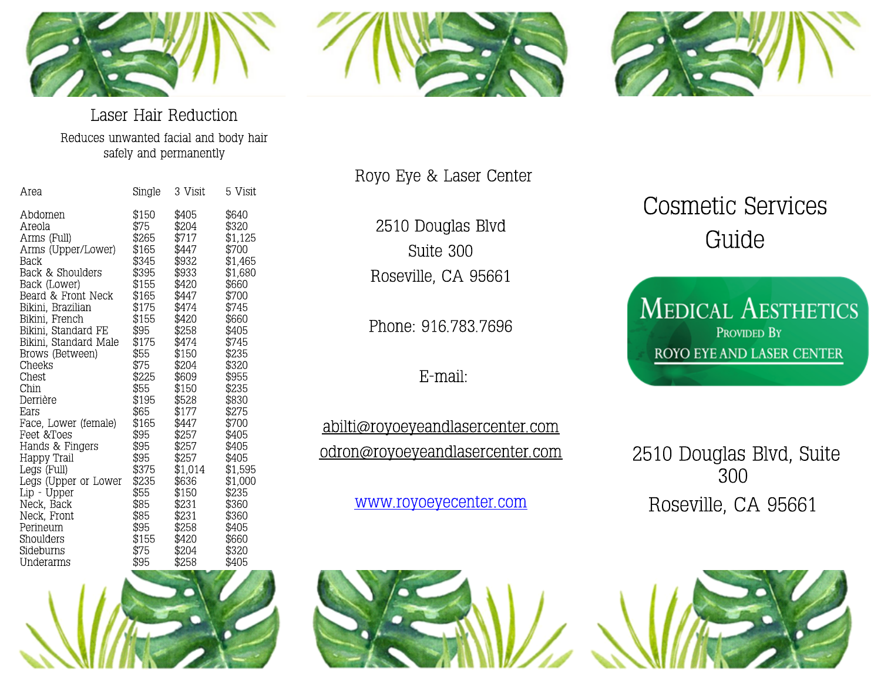## Laser Hair Reduction

Reduces unwanted facial and body hair safely and permanently

| Area | Single | 3 Visit | 5 Visit |
|---|---|---|---|
| Abdomen | $150 | $405 | $640 |
| Areola | $75 | $204 | $320 |
| Arms (Full) | $265 | $717 | $1,125 |
| Arms (Upper/Lower) | $165 | $447 | $700 |
| Back | $345 | $932 | $1,465 |
| Back & Shoulders | $395 | $933 | $1,680 |
| Back (Lower) | $155 | $420 | $660 |
| Beard & Front Neck | $165 | $447 | $700 |
| Bikini, Brazilian | $175 | $474 | $745 |
| Bikini, French | $155 | $420 | $660 |
| Bikini, Standard FE | $95 | $258 | $405 |
| Bikini, Standard Male | $175 | $474 | $745 |
| Brows (Between) | $55 | $150 | $235 |
| Cheeks | $75 | $204 | $320 |
| Chest | $225 | $609 | $955 |
| Chin | $55 | $150 | $235 |
| Derrière | $195 | $528 | $830 |
| Ears | $65 | $177 | $275 |
| Face, Lower (female) | $165 | $447 | $700 |
| Feet &Toes | $95 | $257 | $405 |
| Hands & Fingers | $95 | $257 | $405 |
| Happy Trail | $95 | $257 | $405 |
| Legs (Full) | $375 | $1,014 | $1,595 |
| Legs (Upper or Lower | $235 | $636 | $1,000 |
| Lip - Upper | $55 | $150 | $235 |
| Neck, Back | $85 | $231 | $360 |
| Neck, Front | $85 | $231 | $360 |
| Perineum | $95 | $258 | $405 |
| Shoulders | $155 | $420 | $660 |
| Sideburns | $75 | $204 | $320 |
| Underarms | $95 | $258 | $405 |

Royo Eye & Laser Center

2510 Douglas Blvd
Suite 300
Roseville, CA 95661

Phone: 916.783.7696

E-mail:

abilti@royoeyeandlasercenter.com
odron@royoeyeandlasercenter.com

www.royoeyecenter.com

# Cosmetic Services Guide

MEDICAL AESTHETICS
PROVIDED BY
ROYO EYE AND LASER CENTER

2510 Douglas Blvd, Suite 300
Roseville, CA 95661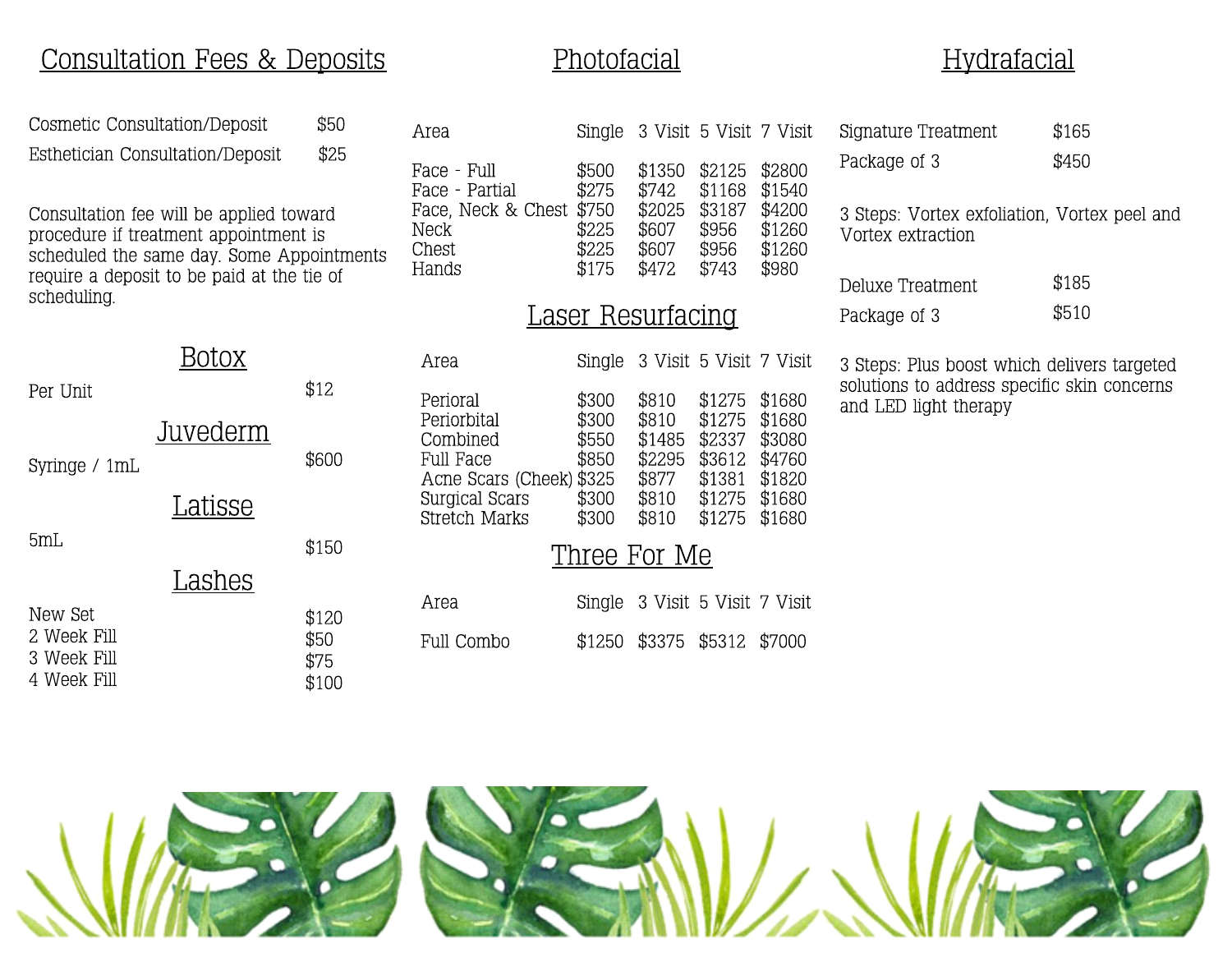## Consultation Fees & Deposits

| | |
|---|---|
| Cosmetic Consultation/Deposit | $50 |
| Esthetician Consultation/Deposit | $25 |

Consultation fee will be applied toward procedure if treatment appointment is scheduled the same day. Some Appointments require a deposit to be paid at the tie of scheduling.

## Botox

| | |
|---|---|
| Per Unit | $12 |

## Juvederm

| | |
|---|---|
| Syringe / 1mL | $600 |

## Latisse

| | |
|---|---|
| 5mL | $150 |

## Lashes

| | |
|---|---|
| New Set | $120 |
| 2 Week Fill | $50 |
| 3 Week Fill | $75 |
| 4 Week Fill | $100 |

## Photofacial

| Area | Single | 3 Visit | 5 Visit | 7 Visit |
|---|---|---|---|---|
| Face - Full | $500 | $1350 | $2125 | $2800 |
| Face - Partial | $275 | $742 | $1168 | $1540 |
| Face, Neck & Chest | $750 | $2025 | $3187 | $4200 |
| Neck | $225 | $607 | $956 | $1260 |
| Chest | $225 | $607 | $956 | $1260 |
| Hands | $175 | $472 | $743 | $980 |

## Laser Resurfacing

| Area | Single | 3 Visit | 5 Visit | 7 Visit |
|---|---|---|---|---|
| Perioral | $300 | $810 | $1275 | $1680 |
| Periorbital | $300 | $810 | $1275 | $1680 |
| Combined | $550 | $1485 | $2337 | $3080 |
| Full Face | $850 | $2295 | $3612 | $4760 |
| Acne Scars (Cheek) | $325 | $877 | $1381 | $1820 |
| Surgical Scars | $300 | $810 | $1275 | $1680 |
| Stretch Marks | $300 | $810 | $1275 | $1680 |

## Three For Me

| Area | Single | 3 Visit | 5 Visit | 7 Visit |
|---|---|---|---|---|
| Full Combo | $1250 | $3375 | $5312 | $7000 |

## Hydrafacial

| | |
|---|---|
| Signature Treatment | $165 |
| Package of 3 | $450 |

3 Steps: Vortex exfoliation, Vortex peel and Vortex extraction

| | |
|---|---|
| Deluxe Treatment | $185 |
| Package of 3 | $510 |

3 Steps: Plus boost which delivers targeted solutions to address specific skin concerns and LED light therapy